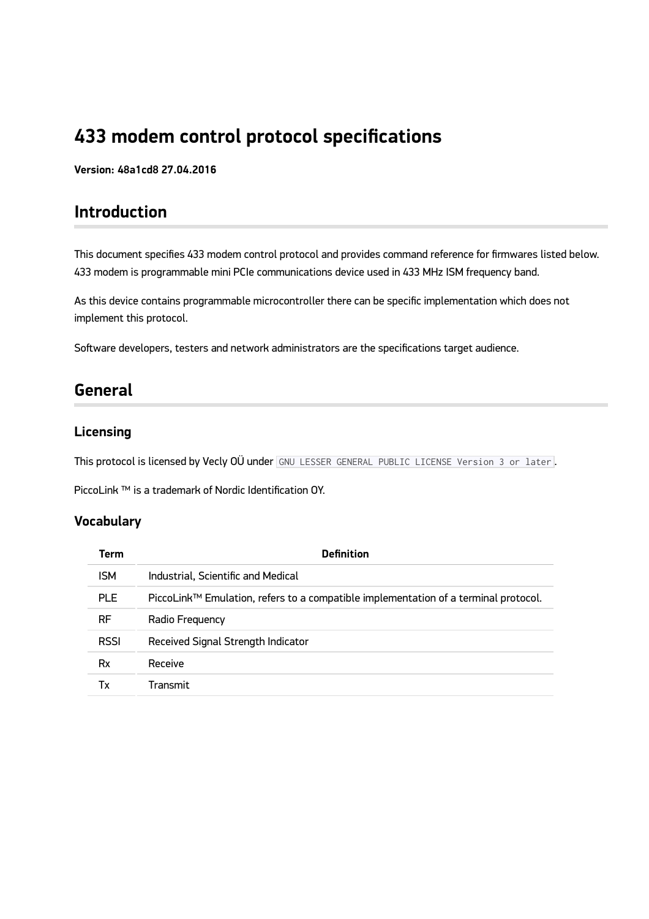# 433 modem control protocol specifications

**Version: 48a1cd8 27.04.2016**

## Introduction

This document specifies 433 modem control protocol and provides command reference for firmwares listed below. 433 modem is programmable mini PCIe communications device used in 433 MHz ISM frequency band.

As this device contains programmable microcontroller there can be specific implementation which does not implement this protocol.

Software developers, testers and network administrators are the specifications target audience.

## General

### Licensing

This protocol is licensed by Vecly OÜ under `GNU LESSER GENERAL PUBLIC LICENSE Version 3 or later`.

PiccoLink ™ is a trademark of Nordic Identification OY.

### Vocabulary

| Term | Definition |
| --- | --- |
| ISM | Industrial, Scientific and Medical |
| PLE | PiccoLink™ Emulation, refers to a compatible implementation of a terminal protocol. |
| RF | Radio Frequency |
| RSSI | Received Signal Strength Indicator |
| Rx | Receive |
| Tx | Transmit |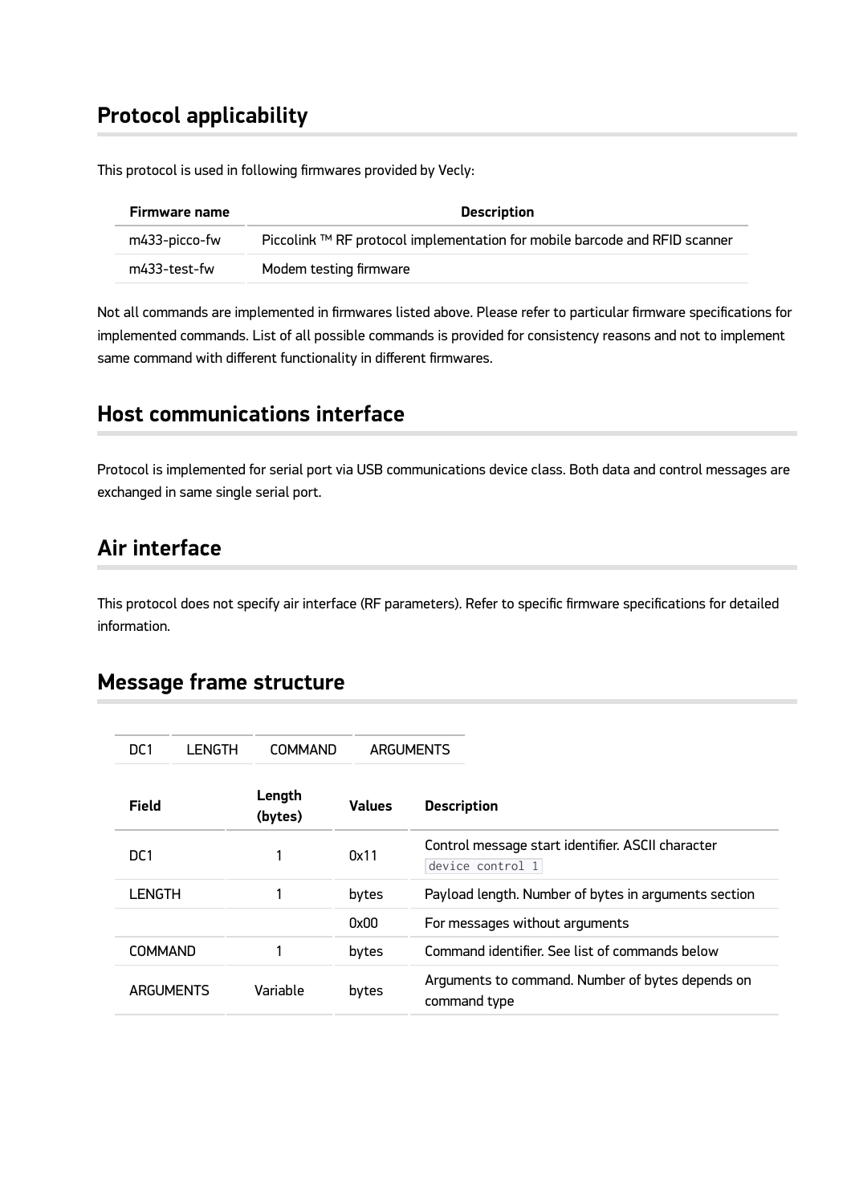## Protocol applicability

This protocol is used in following firmwares provided by Vecly:

| Firmware name | Description |
| --- | --- |
| m433-picco-fw | Piccolink ™ RF protocol implementation for mobile barcode and RFID scanner |
| m433-test-fw | Modem testing firmware |

Not all commands are implemented in firmwares listed above. Please refer to particular firmware specifications for implemented commands. List of all possible commands is provided for consistency reasons and not to implement same command with different functionality in different firmwares.

## Host communications interface

Protocol is implemented for serial port via USB communications device class. Both data and control messages are exchanged in same single serial port.

## Air interface

This protocol does not specify air interface (RF parameters). Refer to specific firmware specifications for detailed information.

## Message frame structure

| DC1 | LENGTH | COMMAND | ARGUMENTS |
| --- | --- | --- | --- |

| Field | Length (bytes) | Values | Description |
| --- | --- | --- | --- |
| DC1 | 1 | 0x11 | Control message start identifier. ASCII character `device control 1` |
| LENGTH | 1 | bytes | Payload length. Number of bytes in arguments section |
| | | 0x00 | For messages without arguments |
| COMMAND | 1 | bytes | Command identifier. See list of commands below |
| ARGUMENTS | Variable | bytes | Arguments to command. Number of bytes depends on command type |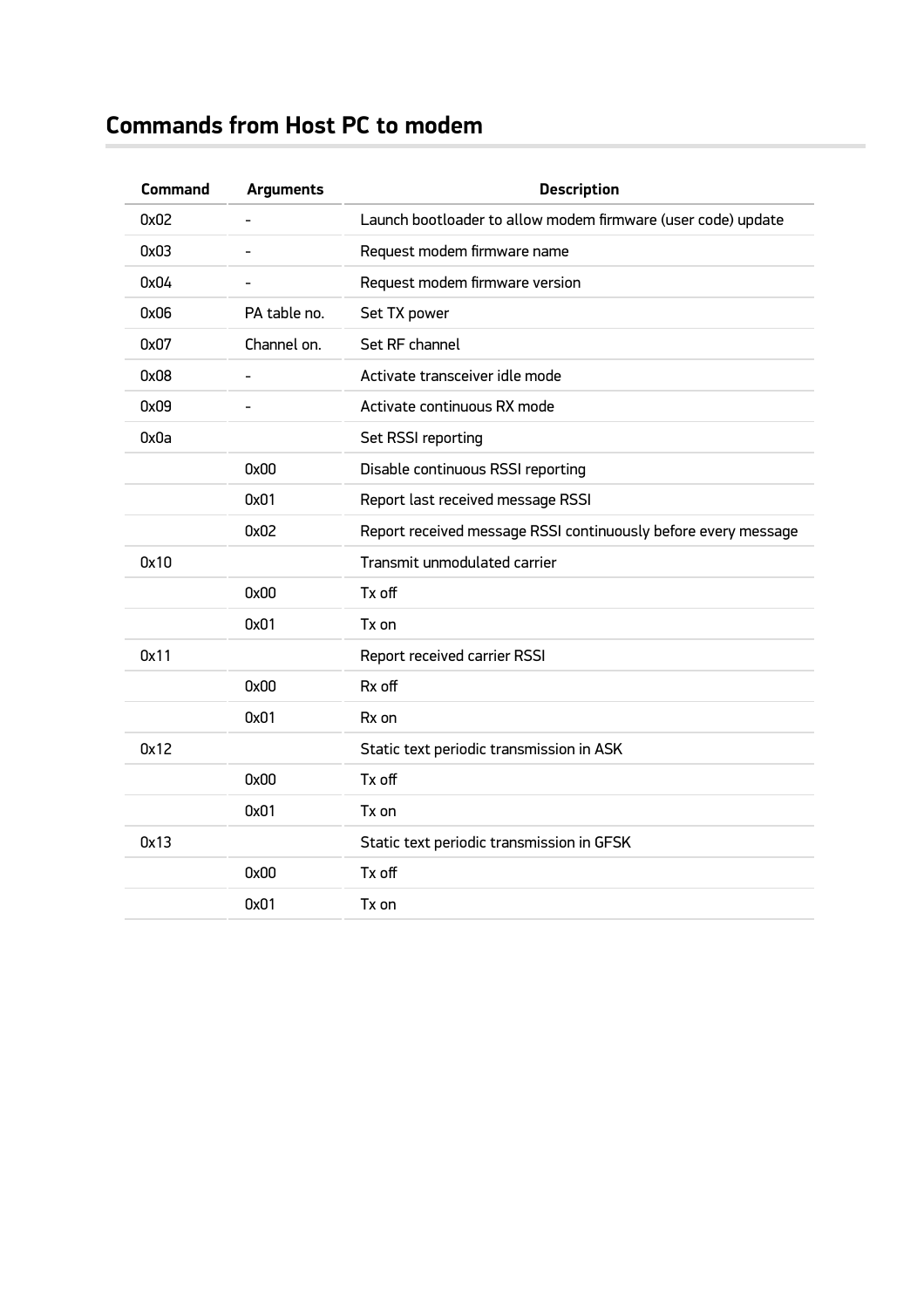## Commands from Host PC to modem

| Command | Arguments | Description |
| --- | --- | --- |
| 0x02 | - | Launch bootloader to allow modem firmware (user code) update |
| 0x03 | - | Request modem firmware name |
| 0x04 | - | Request modem firmware version |
| 0x06 | PA table no. | Set TX power |
| 0x07 | Channel on. | Set RF channel |
| 0x08 | - | Activate transceiver idle mode |
| 0x09 | - | Activate continuous RX mode |
| 0x0a | | Set RSSI reporting |
| | 0x00 | Disable continuous RSSI reporting |
| | 0x01 | Report last received message RSSI |
| | 0x02 | Report received message RSSI continuously before every message |
| 0x10 | | Transmit unmodulated carrier |
| | 0x00 | Tx off |
| | 0x01 | Tx on |
| 0x11 | | Report received carrier RSSI |
| | 0x00 | Rx off |
| | 0x01 | Rx on |
| 0x12 | | Static text periodic transmission in ASK |
| | 0x00 | Tx off |
| | 0x01 | Tx on |
| 0x13 | | Static text periodic transmission in GFSK |
| | 0x00 | Tx off |
| | 0x01 | Tx on |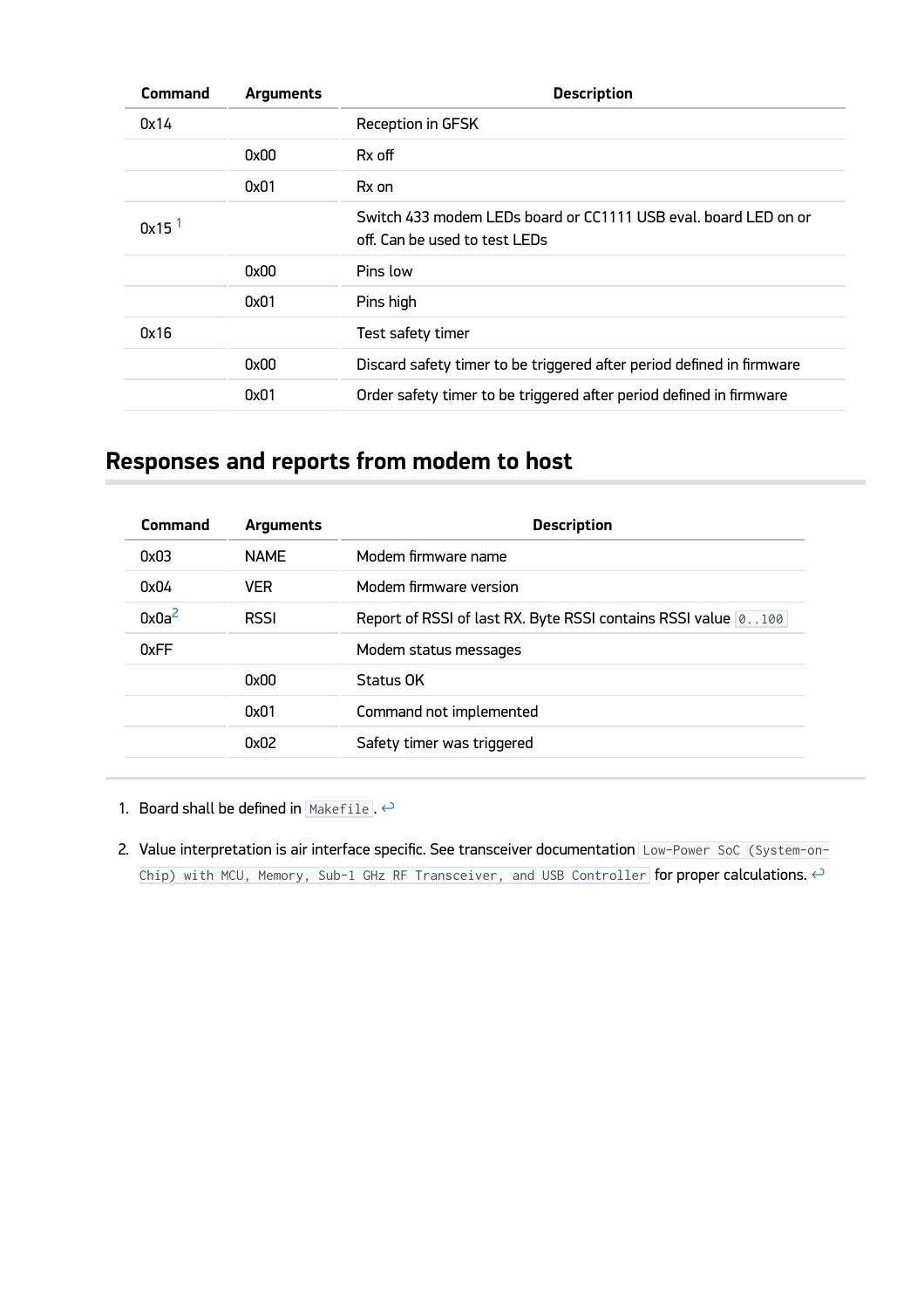| Command | Arguments | Description |
| --- | --- | --- |
| 0x14 | | Reception in GFSK |
| | 0x00 | Rx off |
| | 0x01 | Rx on |
| 0x15 [1] | | Switch 433 modem LEDs board or CC1111 USB eval. board LED on or off. Can be used to test LEDs |
| | 0x00 | Pins low |
| | 0x01 | Pins high |
| 0x16 | | Test safety timer |
| | 0x00 | Discard safety timer to be triggered after period defined in firmware |
| | 0x01 | Order safety timer to be triggered after period defined in firmware |

## Responses and reports from modem to host

| Command | Arguments | Description |
| --- | --- | --- |
| 0x03 | NAME | Modem firmware name |
| 0x04 | VER | Modem firmware version |
| 0x0a [2] | RSSI | Report of RSSI of last RX. Byte RSSI contains RSSI value `0..100` |
| 0xFF | | Modem status messages |
| | 0x00 | Status OK |
| | 0x01 | Command not implemented |
| | 0x02 | Safety timer was triggered |

---

1. Board shall be defined in `Makefile`. ↩
2. Value interpretation is air interface specific. See transceiver documentation `Low-Power SoC (System-on-Chip) with MCU, Memory, Sub-1 GHz RF Transceiver, and USB Controller` for proper calculations. ↩